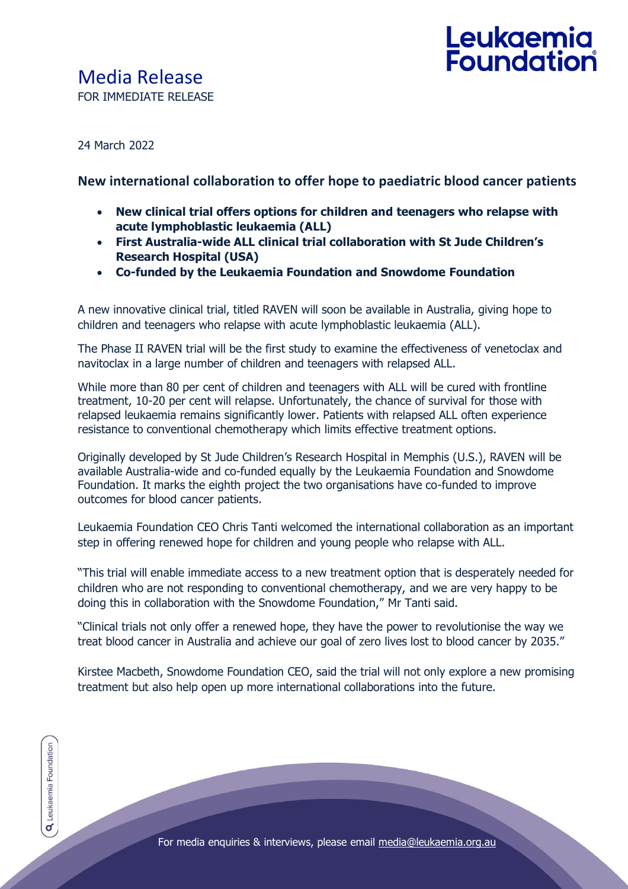# Media Release

FOR IMMEDIATE RELEASE

24 March 2022

## New international collaboration to offer hope to paediatric blood cancer patients

- **New clinical trial offers options for children and teenagers who relapse with acute lymphoblastic leukaemia (ALL)**
- **First Australia-wide ALL clinical trial collaboration with St Jude Children's Research Hospital (USA)**
- **Co-funded by the Leukaemia Foundation and Snowdome Foundation**

A new innovative clinical trial, titled RAVEN will soon be available in Australia, giving hope to children and teenagers who relapse with acute lymphoblastic leukaemia (ALL).

The Phase II RAVEN trial will be the first study to examine the effectiveness of venetoclax and navitoclax in a large number of children and teenagers with relapsed ALL.

While more than 80 per cent of children and teenagers with ALL will be cured with frontline treatment, 10-20 per cent will relapse. Unfortunately, the chance of survival for those with relapsed leukaemia remains significantly lower. Patients with relapsed ALL often experience resistance to conventional chemotherapy which limits effective treatment options.

Originally developed by St Jude Children's Research Hospital in Memphis (U.S.), RAVEN will be available Australia-wide and co-funded equally by the Leukaemia Foundation and Snowdome Foundation. It marks the eighth project the two organisations have co-funded to improve outcomes for blood cancer patients.

Leukaemia Foundation CEO Chris Tanti welcomed the international collaboration as an important step in offering renewed hope for children and young people who relapse with ALL.

"This trial will enable immediate access to a new treatment option that is desperately needed for children who are not responding to conventional chemotherapy, and we are very happy to be doing this in collaboration with the Snowdome Foundation," Mr Tanti said.

"Clinical trials not only offer a renewed hope, they have the power to revolutionise the way we treat blood cancer in Australia and achieve our goal of zero lives lost to blood cancer by 2035."

Kirstee Macbeth, Snowdome Foundation CEO, said the trial will not only explore a new promising treatment but also help open up more international collaborations into the future.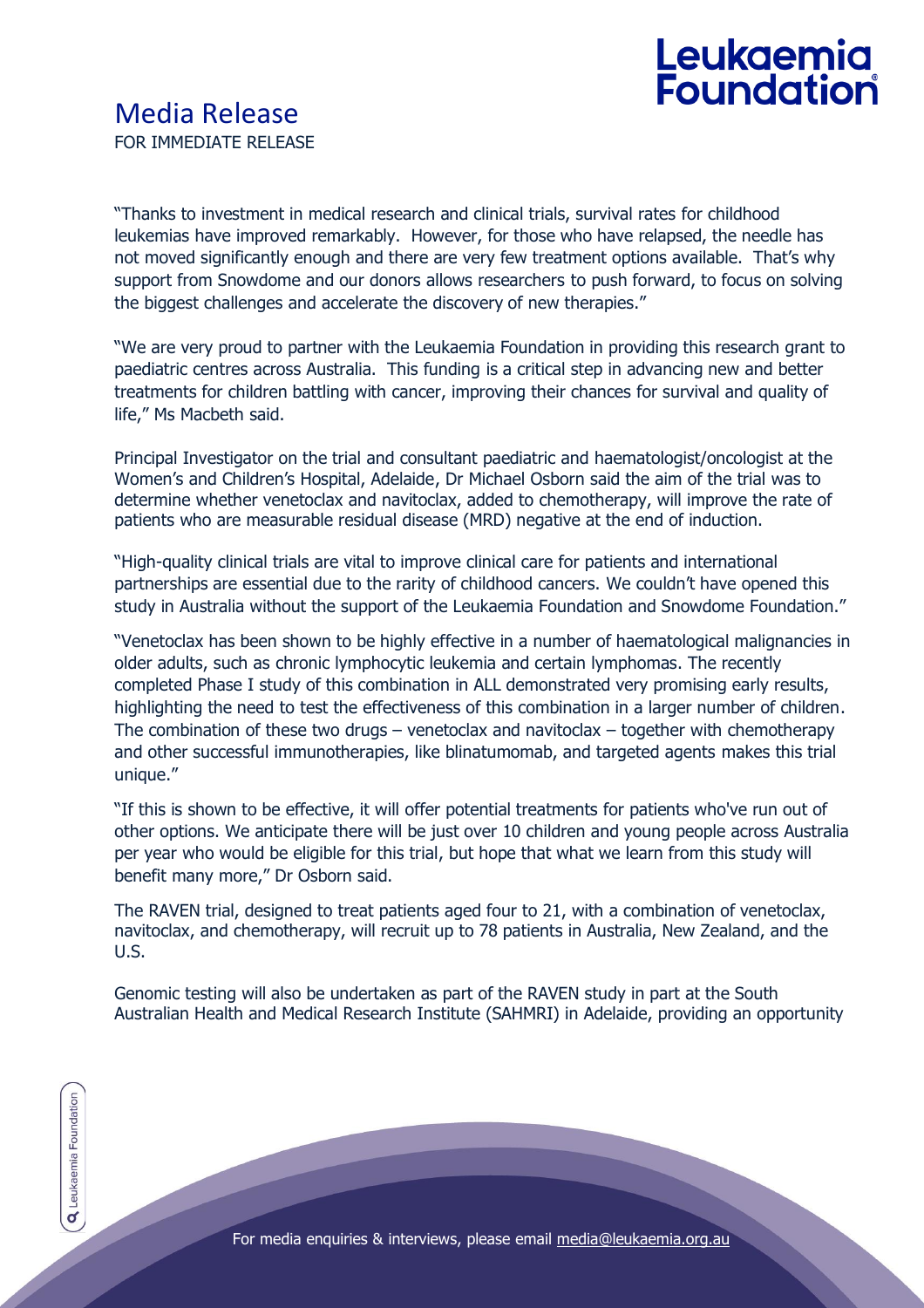# Media Release

FOR IMMEDIATE RELEASE

"Thanks to investment in medical research and clinical trials, survival rates for childhood leukemias have improved remarkably. However, for those who have relapsed, the needle has not moved significantly enough and there are very few treatment options available. That's why support from Snowdome and our donors allows researchers to push forward, to focus on solving the biggest challenges and accelerate the discovery of new therapies."

"We are very proud to partner with the Leukaemia Foundation in providing this research grant to paediatric centres across Australia. This funding is a critical step in advancing new and better treatments for children battling with cancer, improving their chances for survival and quality of life," Ms Macbeth said.

Principal Investigator on the trial and consultant paediatric and haematologist/oncologist at the Women's and Children's Hospital, Adelaide, Dr Michael Osborn said the aim of the trial was to determine whether venetoclax and navitoclax, added to chemotherapy, will improve the rate of patients who are measurable residual disease (MRD) negative at the end of induction.

"High-quality clinical trials are vital to improve clinical care for patients and international partnerships are essential due to the rarity of childhood cancers. We couldn't have opened this study in Australia without the support of the Leukaemia Foundation and Snowdome Foundation."

"Venetoclax has been shown to be highly effective in a number of haematological malignancies in older adults, such as chronic lymphocytic leukemia and certain lymphomas. The recently completed Phase I study of this combination in ALL demonstrated very promising early results, highlighting the need to test the effectiveness of this combination in a larger number of children. The combination of these two drugs – venetoclax and navitoclax – together with chemotherapy and other successful immunotherapies, like blinatumomab, and targeted agents makes this trial unique."

"If this is shown to be effective, it will offer potential treatments for patients who've run out of other options. We anticipate there will be just over 10 children and young people across Australia per year who would be eligible for this trial, but hope that what we learn from this study will benefit many more," Dr Osborn said.

The RAVEN trial, designed to treat patients aged four to 21, with a combination of venetoclax, navitoclax, and chemotherapy, will recruit up to 78 patients in Australia, New Zealand, and the U.S.

Genomic testing will also be undertaken as part of the RAVEN study in part at the South Australian Health and Medical Research Institute (SAHMRI) in Adelaide, providing an opportunity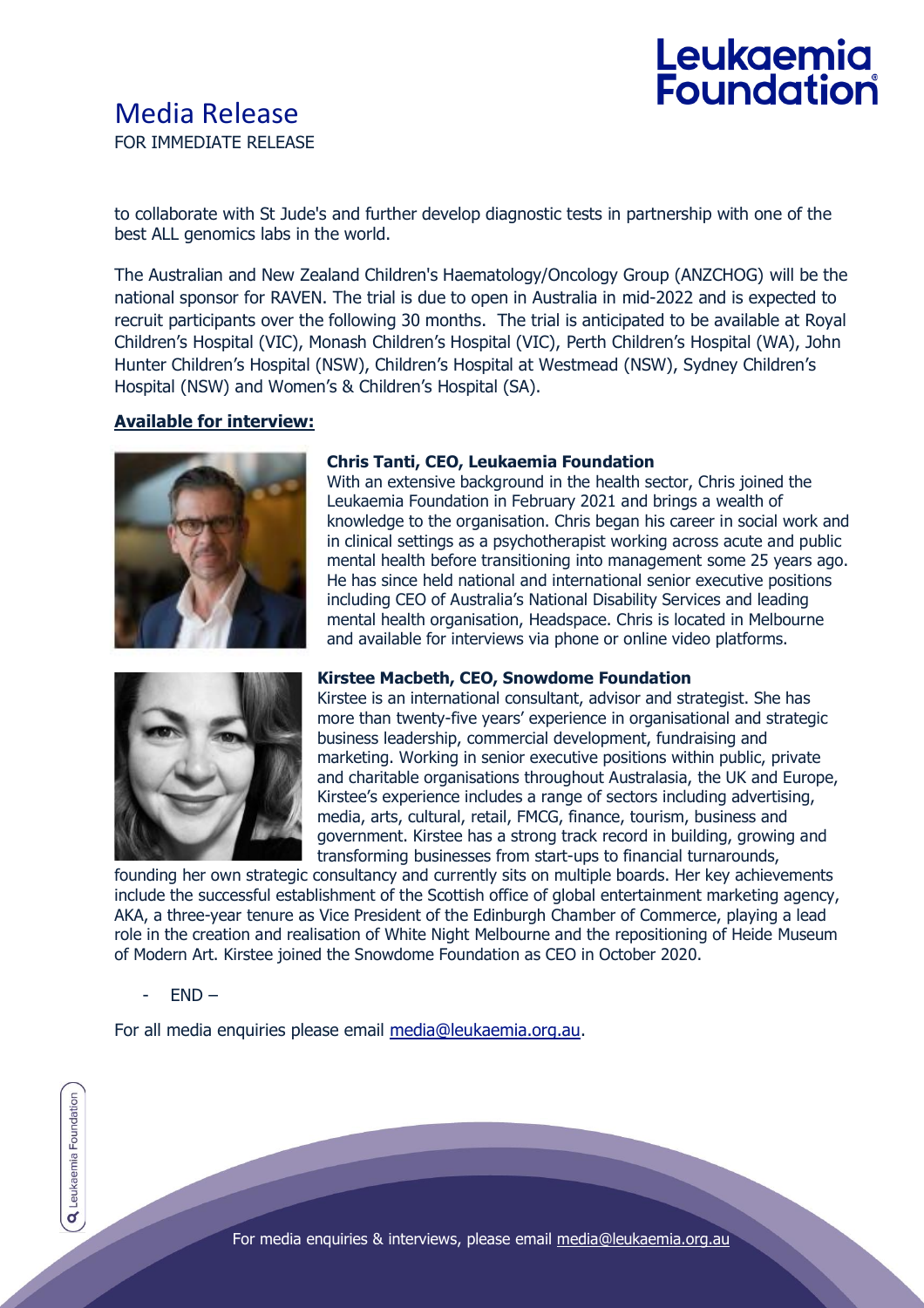to collaborate with St Jude's and further develop diagnostic tests in partnership with one of the best ALL genomics labs in the world.

The Australian and New Zealand Children's Haematology/Oncology Group (ANZCHOG) will be the national sponsor for RAVEN. The trial is due to open in Australia in mid-2022 and is expected to recruit participants over the following 30 months. The trial is anticipated to be available at Royal Children's Hospital (VIC), Monash Children's Hospital (VIC), Perth Children's Hospital (WA), John Hunter Children's Hospital (NSW), Children's Hospital at Westmead (NSW), Sydney Children's Hospital (NSW) and Women's & Children's Hospital (SA).

**Available for interview:**

**Chris Tanti, CEO, Leukaemia Foundation**
With an extensive background in the health sector, Chris joined the Leukaemia Foundation in February 2021 and brings a wealth of knowledge to the organisation. Chris began his career in social work and in clinical settings as a psychotherapist working across acute and public mental health before transitioning into management some 25 years ago. He has since held national and international senior executive positions including CEO of Australia's National Disability Services and leading mental health organisation, Headspace. Chris is located in Melbourne and available for interviews via phone or online video platforms.

**Kirstee Macbeth, CEO, Snowdome Foundation**
Kirstee is an international consultant, advisor and strategist. She has more than twenty-five years' experience in organisational and strategic business leadership, commercial development, fundraising and marketing. Working in senior executive positions within public, private and charitable organisations throughout Australasia, the UK and Europe, Kirstee's experience includes a range of sectors including advertising, media, arts, cultural, retail, FMCG, finance, tourism, business and government. Kirstee has a strong track record in building, growing and transforming businesses from start-ups to financial turnarounds, founding her own strategic consultancy and currently sits on multiple boards. Her key achievements include the successful establishment of the Scottish office of global entertainment marketing agency, AKA, a three-year tenure as Vice President of the Edinburgh Chamber of Commerce, playing a lead role in the creation and realisation of White Night Melbourne and the repositioning of Heide Museum of Modern Art. Kirstee joined the Snowdome Foundation as CEO in October 2020.

- END –

For all media enquiries please email media@leukaemia.org.au.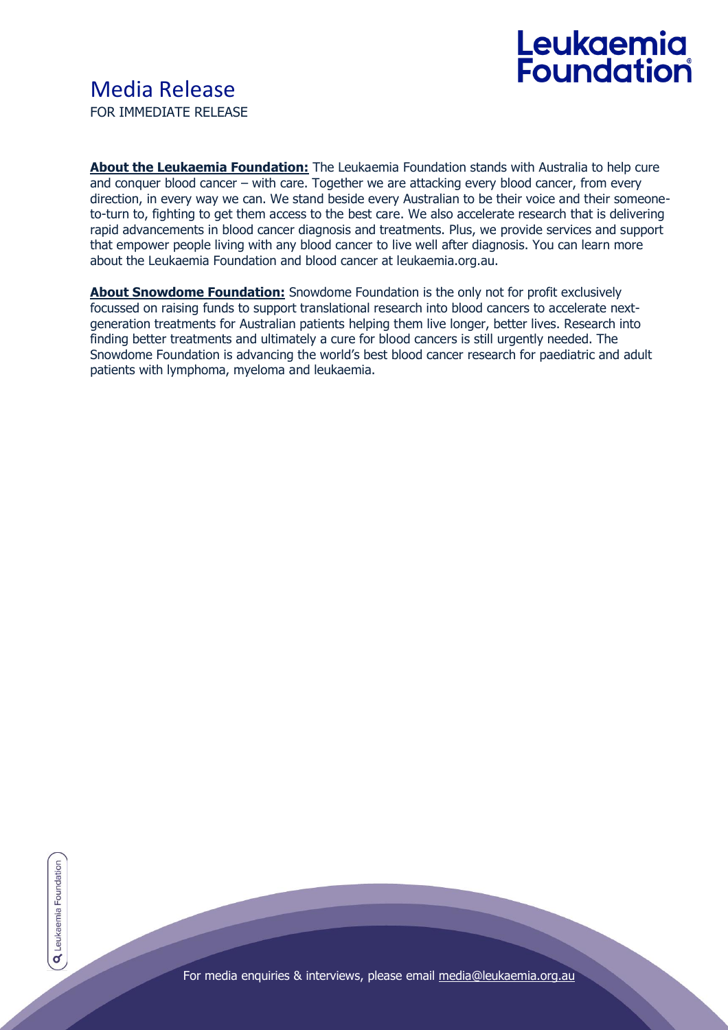# Media Release

FOR IMMEDIATE RELEASE

**About the Leukaemia Foundation:** The Leukaemia Foundation stands with Australia to help cure and conquer blood cancer – with care. Together we are attacking every blood cancer, from every direction, in every way we can. We stand beside every Australian to be their voice and their someone-to-turn to, fighting to get them access to the best care. We also accelerate research that is delivering rapid advancements in blood cancer diagnosis and treatments. Plus, we provide services and support that empower people living with any blood cancer to live well after diagnosis. You can learn more about the Leukaemia Foundation and blood cancer at leukaemia.org.au.

**About Snowdome Foundation:** Snowdome Foundation is the only not for profit exclusively focussed on raising funds to support translational research into blood cancers to accelerate next-generation treatments for Australian patients helping them live longer, better lives. Research into finding better treatments and ultimately a cure for blood cancers is still urgently needed. The Snowdome Foundation is advancing the world's best blood cancer research for paediatric and adult patients with lymphoma, myeloma and leukaemia.

For media enquiries & interviews, please email media@leukaemia.org.au